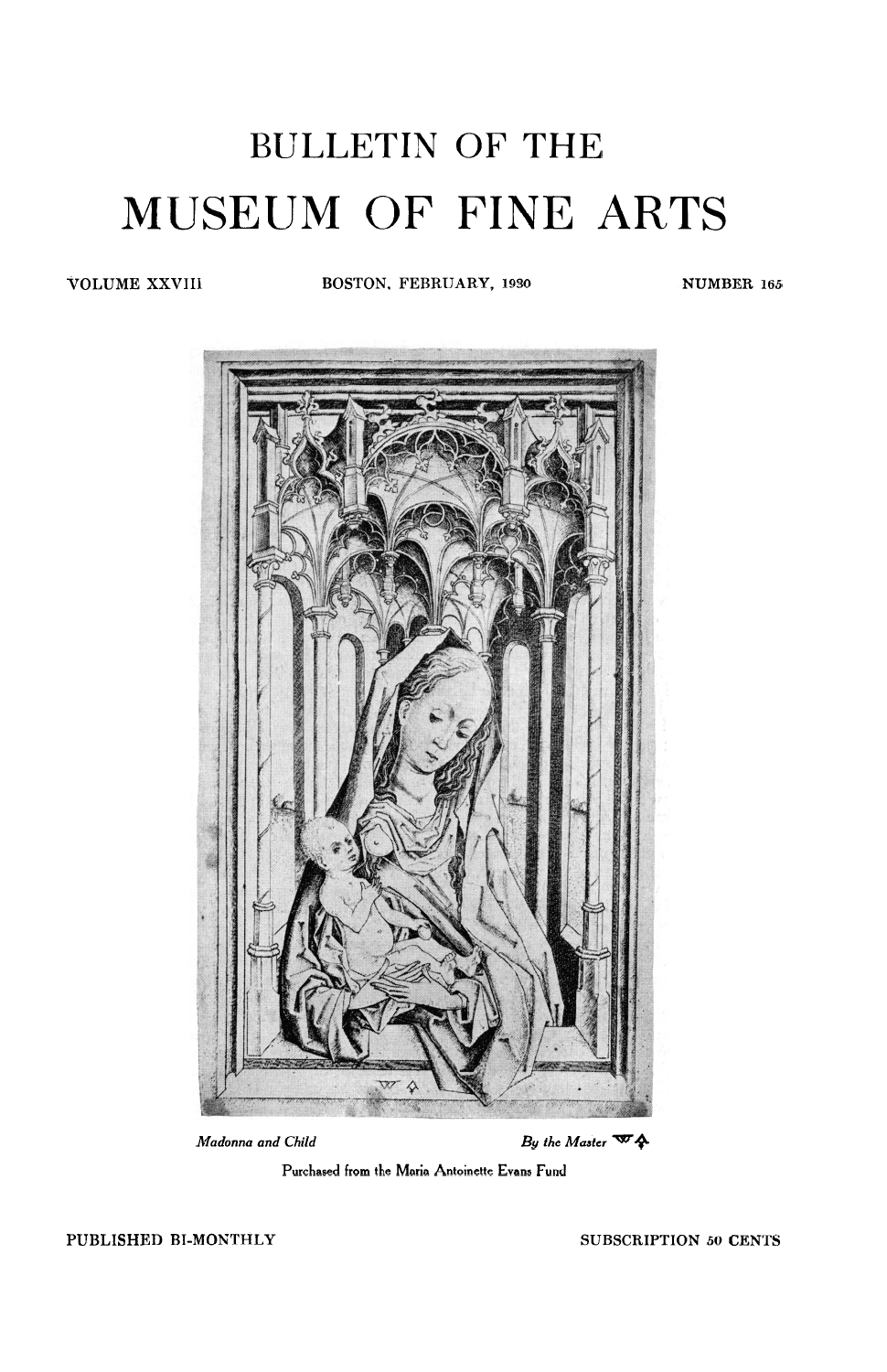# BULLETIN OF THE

# MUSEUM OF FINE ARTS

VOLUME XXVIII &nbsp;&nbsp;&nbsp;&nbsp; BOSTON, FEBRUARY, 1930 &nbsp;&nbsp;&nbsp;&nbsp; NUMBER 165

*Madonna and Child* &nbsp;&nbsp;&nbsp;&nbsp; *By the Master* W 4

Purchased from the Maria Antoinette Evans Fund

PUBLISHED BI-MONTHLY &nbsp;&nbsp;&nbsp;&nbsp; SUBSCRIPTION 50 CENTS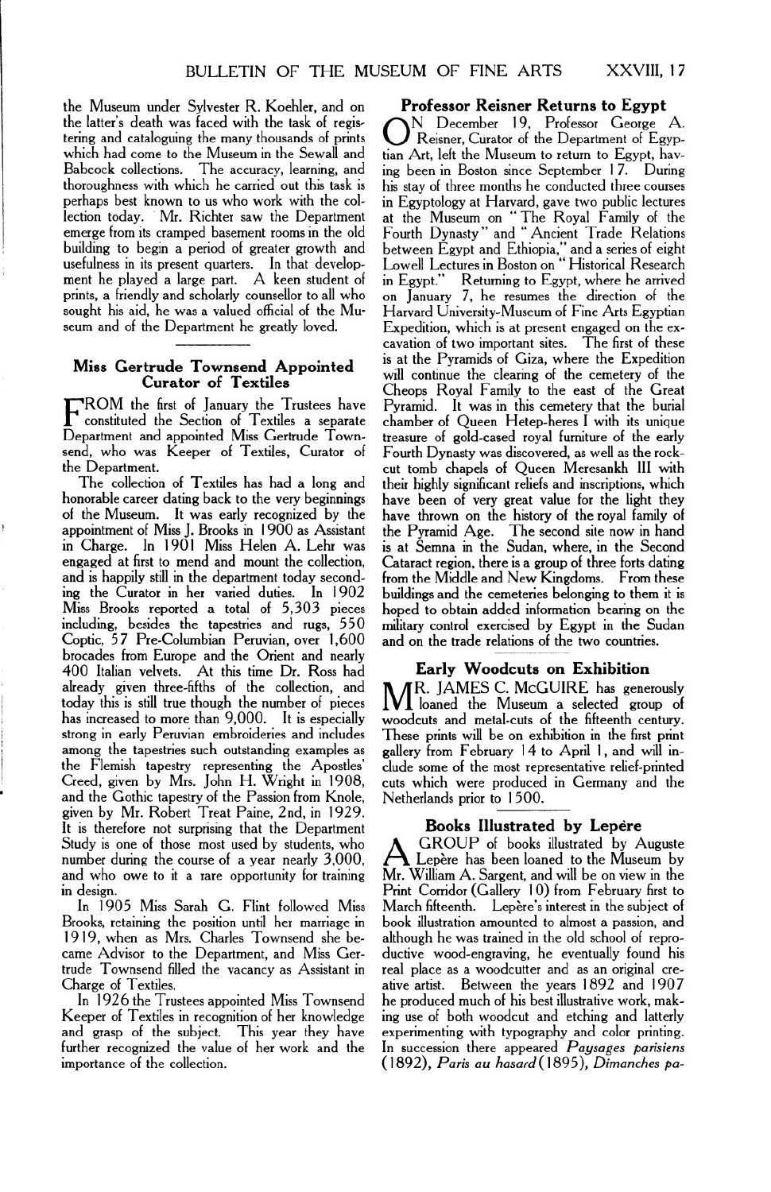the Museum under Sylvester R. Koehler, and on the latter's death was faced with the task of registering and cataloguing the many thousands of prints which had come to the Museum in the Sewall and Babcock collections. The accuracy, learning, and thoroughness with which he carried out this task is perhaps best known to us who work with the collection today. Mr. Richter saw the Department emerge from its cramped basement rooms in the old building to begin a period of greater growth and usefulness in its present quarters. In that development he played a large part. A keen student of prints, a friendly and scholarly counsellor to all who sought his aid, he was a valued official of the Museum and of the Department he greatly loved.

## Miss Gertrude Townsend Appointed Curator of Textiles

FROM the first of January the Trustees have constituted the Section of Textiles a separate Department and appointed Miss Gertrude Townsend, who was Keeper of Textiles, Curator of the Department.

The collection of Textiles has had a long and honorable career dating back to the very beginnings of the Museum. It was early recognized by the appointment of Miss J. Brooks in 1900 as Assistant in Charge. In 1901 Miss Helen A. Lehr was engaged at first to mend and mount the collection, and is happily still in the department today seconding the Curator in her varied duties. In 1902 Miss Brooks reported a total of 5,303 pieces including, besides the tapestries and rugs, 550 Coptic, 57 Pre-Columbian Peruvian, over 1,600 brocades from Europe and the Orient and nearly 400 Italian velvets. At this time Dr. Ross had already given three-fifths of the collection, and today this is still true though the number of pieces has increased to more than 9,000. It is especially strong in early Peruvian embroideries and includes among the tapestries such outstanding examples as the Flemish tapestry representing the Apostles' Creed, given by Mrs. John H. Wright in 1908, and the Gothic tapestry of the Passion from Knole, given by Mr. Robert Treat Paine, 2nd, in 1929. It is therefore not surprising that the Department Study is one of those most used by students, who number during the course of a year nearly 3,000, and who owe to it a rare opportunity for training in design.

In 1905 Miss Sarah G. Flint followed Miss Brooks, retaining the position until her marriage in 1919, when as Mrs. Charles Townsend she became Advisor to the Department, and Miss Gertrude Townsend filled the vacancy as Assistant in Charge of Textiles.

In 1926 the Trustees appointed Miss Townsend Keeper of Textiles in recognition of her knowledge and grasp of the subject. This year they have further recognized the value of her work and the importance of the collection.

## Professor Reisner Returns to Egypt

ON December 19, Professor George A. Reisner, Curator of the Department of Egyptian Art, left the Museum to return to Egypt, having been in Boston since September 17. During his stay of three months he conducted three courses in Egyptology at Harvard, gave two public lectures at the Museum on "The Royal Family of the Fourth Dynasty" and "Ancient Trade Relations between Egypt and Ethiopia," and a series of eight Lowell Lectures in Boston on "Historical Research in Egypt." Returning to Egypt, where he arrived on January 7, he resumes the direction of the Harvard University-Museum of Fine Arts Egyptian Expedition, which is at present engaged on the excavation of two important sites. The first of these is at the Pyramids of Giza, where the Expedition will continue the clearing of the cemetery of the Cheops Royal Family to the east of the Great Pyramid. It was in this cemetery that the burial chamber of Queen Hetep-heres I with its unique treasure of gold-cased royal furniture of the early Fourth Dynasty was discovered, as well as the rock-cut tomb chapels of Queen Meresankh III with their highly significant reliefs and inscriptions, which have been of very great value for the light they have thrown on the history of the royal family of the Pyramid Age. The second site now in hand is at Semna in the Sudan, where, in the Second Cataract region, there is a group of three forts dating from the Middle and New Kingdoms. From these buildings and the cemeteries belonging to them it is hoped to obtain added information bearing on the military control exercised by Egypt in the Sudan and on the trade relations of the two countries.

## Early Woodcuts on Exhibition

MR. JAMES C. McGUIRE has generously loaned the Museum a selected group of woodcuts and metal-cuts of the fifteenth century. These prints will be on exhibition in the first print gallery from February 14 to April 1, and will include some of the most representative relief-printed cuts which were produced in Germany and the Netherlands prior to 1500.

## Books Illustrated by Lepère

A GROUP of books illustrated by Auguste Lepère has been loaned to the Museum by Mr. William A. Sargent, and will be on view in the Print Corridor (Gallery 10) from February first to March fifteenth. Lepère's interest in the subject of book illustration amounted to almost a passion, and although he was trained in the old school of reproductive wood-engraving, he eventually found his real place as a woodcutter and as an original creative artist. Between the years 1892 and 1907 he produced much of his best illustrative work, making use of both woodcut and etching and latterly experimenting with typography and color printing. In succession there appeared *Paysages parisiens* (1892), *Paris au hasard* (1895), *Dimanches pa-*